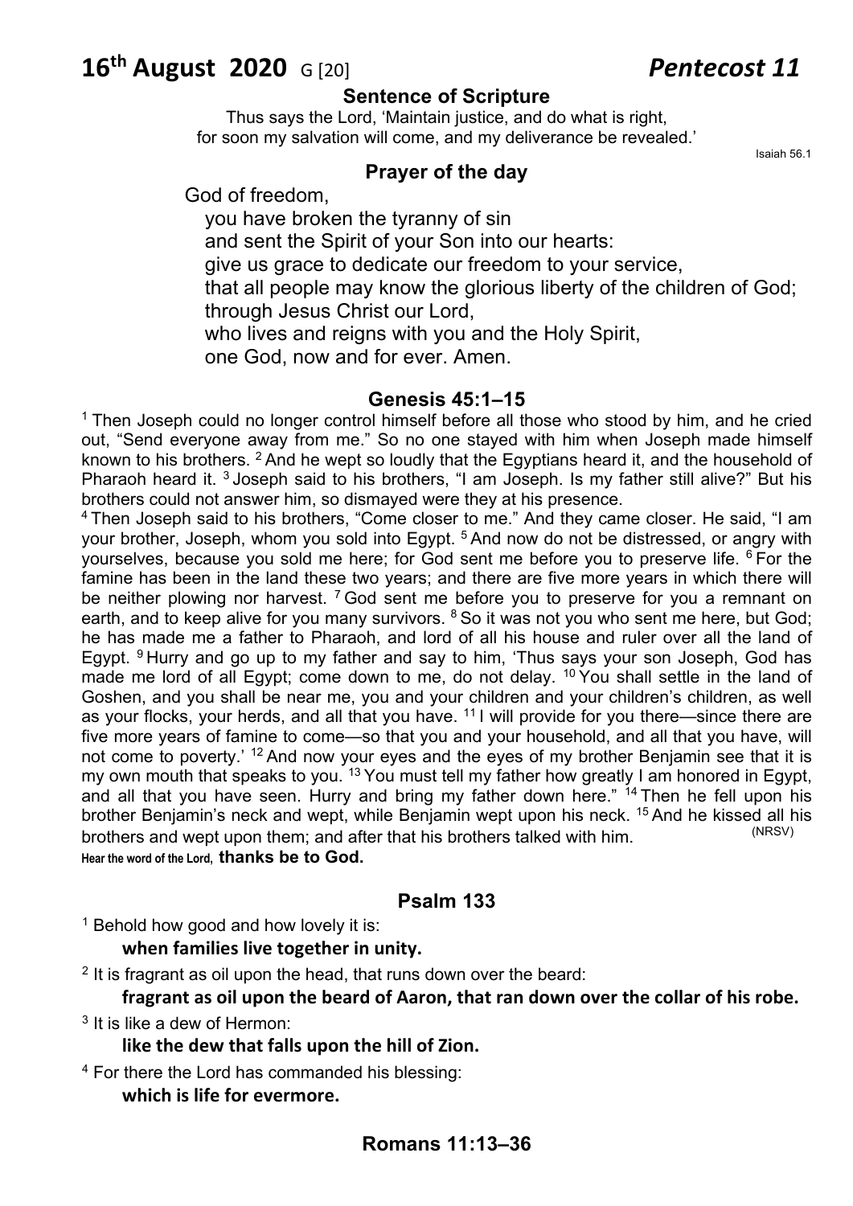# 16th August 2020 G [20] *Pentecost 11*

## Sentence of Scripture

Thus says the Lord, 'Maintain justice, and do what is right,
for soon my salvation will come, and my deliverance be revealed.'

Isaiah 56.1

## Prayer of the day

God of freedom,
you have broken the tyranny of sin
and sent the Spirit of your Son into our hearts:
give us grace to dedicate our freedom to your service,
that all people may know the glorious liberty of the children of God;
through Jesus Christ our Lord,
who lives and reigns with you and the Holy Spirit,
one God, now and for ever. Amen.

## Genesis 45:1–15

[1] Then Joseph could no longer control himself before all those who stood by him, and he cried out, "Send everyone away from me." So no one stayed with him when Joseph made himself known to his brothers. [2] And he wept so loudly that the Egyptians heard it, and the household of Pharaoh heard it. [3] Joseph said to his brothers, "I am Joseph. Is my father still alive?" But his brothers could not answer him, so dismayed were they at his presence.
[4] Then Joseph said to his brothers, "Come closer to me." And they came closer. He said, "I am your brother, Joseph, whom you sold into Egypt. [5] And now do not be distressed, or angry with yourselves, because you sold me here; for God sent me before you to preserve life. [6] For the famine has been in the land these two years; and there are five more years in which there will be neither plowing nor harvest. [7] God sent me before you to preserve for you a remnant on earth, and to keep alive for you many survivors. [8] So it was not you who sent me here, but God; he has made me a father to Pharaoh, and lord of all his house and ruler over all the land of Egypt. [9] Hurry and go up to my father and say to him, 'Thus says your son Joseph, God has made me lord of all Egypt; come down to me, do not delay. [10] You shall settle in the land of Goshen, and you shall be near me, you and your children and your children's children, as well as your flocks, your herds, and all that you have. [11] I will provide for you there—since there are five more years of famine to come—so that you and your household, and all that you have, will not come to poverty.' [12] And now your eyes and the eyes of my brother Benjamin see that it is my own mouth that speaks to you. [13] You must tell my father how greatly I am honored in Egypt, and all that you have seen. Hurry and bring my father down here." [14] Then he fell upon his brother Benjamin's neck and wept, while Benjamin wept upon his neck. [15] And he kissed all his brothers and wept upon them; and after that his brothers talked with him. (NRSV)

Hear the word of the Lord, **thanks be to God.**

## Psalm 133

[1] Behold how good and how lovely it is:
**when families live together in unity.**

[2] It is fragrant as oil upon the head, that runs down over the beard:
**fragrant as oil upon the beard of Aaron, that ran down over the collar of his robe.**

[3] It is like a dew of Hermon:
**like the dew that falls upon the hill of Zion.**

[4] For there the Lord has commanded his blessing:
**which is life for evermore.**

## Romans 11:13–36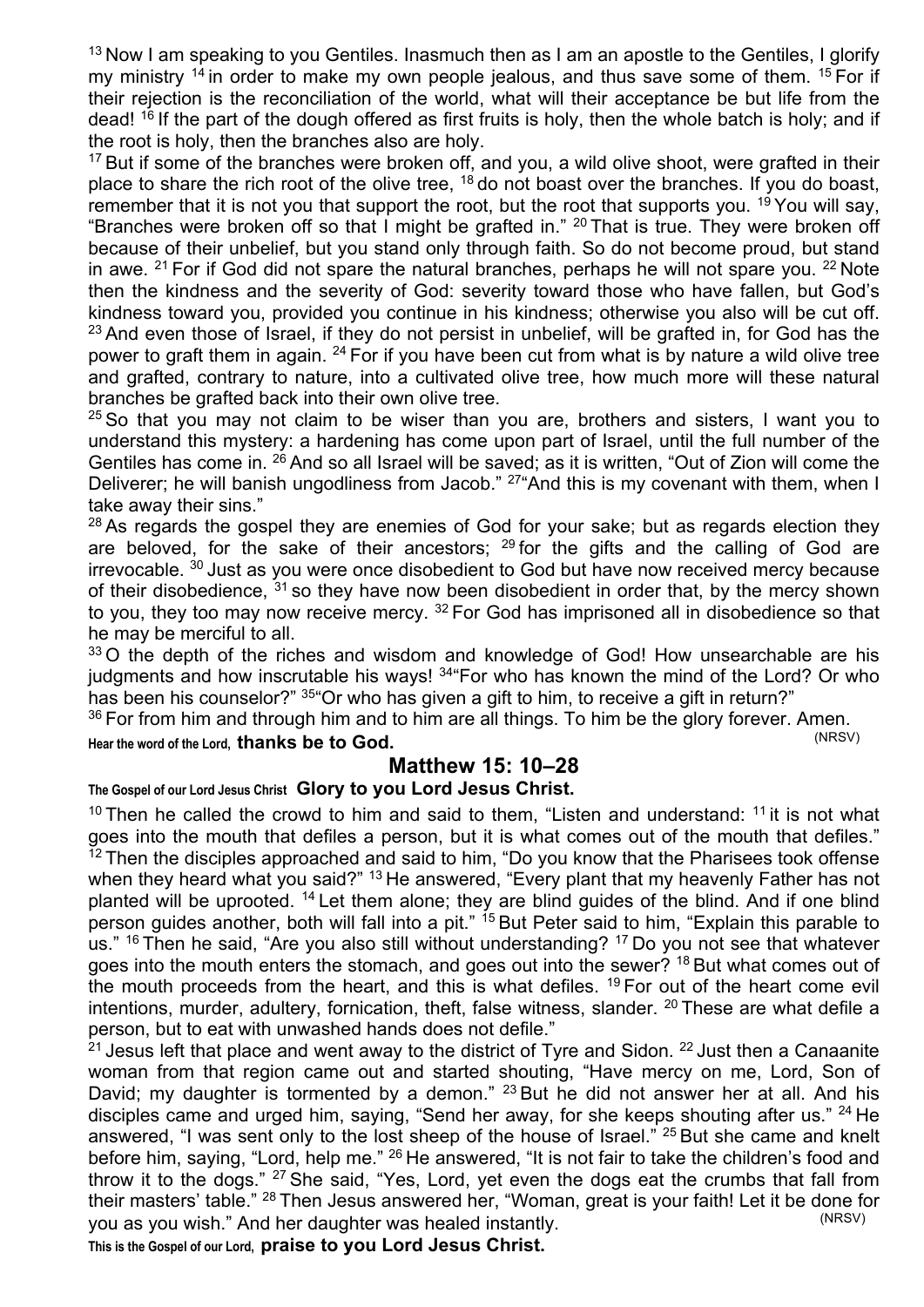[13] Now I am speaking to you Gentiles. Inasmuch then as I am an apostle to the Gentiles, I glorify my ministry [14] in order to make my own people jealous, and thus save some of them. [15] For if their rejection is the reconciliation of the world, what will their acceptance be but life from the dead! [16] If the part of the dough offered as first fruits is holy, then the whole batch is holy; and if the root is holy, then the branches also are holy.

[17] But if some of the branches were broken off, and you, a wild olive shoot, were grafted in their place to share the rich root of the olive tree, [18] do not boast over the branches. If you do boast, remember that it is not you that support the root, but the root that supports you. [19] You will say, "Branches were broken off so that I might be grafted in." [20] That is true. They were broken off because of their unbelief, but you stand only through faith. So do not become proud, but stand in awe. [21] For if God did not spare the natural branches, perhaps he will not spare you. [22] Note then the kindness and the severity of God: severity toward those who have fallen, but God's kindness toward you, provided you continue in his kindness; otherwise you also will be cut off. [23] And even those of Israel, if they do not persist in unbelief, will be grafted in, for God has the power to graft them in again. [24] For if you have been cut from what is by nature a wild olive tree and grafted, contrary to nature, into a cultivated olive tree, how much more will these natural branches be grafted back into their own olive tree.

[25] So that you may not claim to be wiser than you are, brothers and sisters, I want you to understand this mystery: a hardening has come upon part of Israel, until the full number of the Gentiles has come in. [26] And so all Israel will be saved; as it is written, "Out of Zion will come the Deliverer; he will banish ungodliness from Jacob." [27] "And this is my covenant with them, when I take away their sins."

[28] As regards the gospel they are enemies of God for your sake; but as regards election they are beloved, for the sake of their ancestors; [29] for the gifts and the calling of God are irrevocable. [30] Just as you were once disobedient to God but have now received mercy because of their disobedience, [31] so they have now been disobedient in order that, by the mercy shown to you, they too may now receive mercy. [32] For God has imprisoned all in disobedience so that he may be merciful to all.

[33] O the depth of the riches and wisdom and knowledge of God! How unsearchable are his judgments and how inscrutable his ways! [34] "For who has known the mind of the Lord? Or who has been his counselor?" [35] "Or who has given a gift to him, to receive a gift in return?"

[36] For from him and through him and to him are all things. To him be the glory forever. Amen.

Hear the word of the Lord, **thanks be to God.** (NRSV)

## Matthew 15: 10–28

The Gospel of our Lord Jesus Christ **Glory to you Lord Jesus Christ.**

[10] Then he called the crowd to him and said to them, "Listen and understand: [11] it is not what goes into the mouth that defiles a person, but it is what comes out of the mouth that defiles." [12] Then the disciples approached and said to him, "Do you know that the Pharisees took offense when they heard what you said?" [13] He answered, "Every plant that my heavenly Father has not planted will be uprooted. [14] Let them alone; they are blind guides of the blind. And if one blind person guides another, both will fall into a pit." [15] But Peter said to him, "Explain this parable to us." [16] Then he said, "Are you also still without understanding? [17] Do you not see that whatever goes into the mouth enters the stomach, and goes out into the sewer? [18] But what comes out of the mouth proceeds from the heart, and this is what defiles. [19] For out of the heart come evil intentions, murder, adultery, fornication, theft, false witness, slander. [20] These are what defile a person, but to eat with unwashed hands does not defile."

[21] Jesus left that place and went away to the district of Tyre and Sidon. [22] Just then a Canaanite woman from that region came out and started shouting, "Have mercy on me, Lord, Son of David; my daughter is tormented by a demon." [23] But he did not answer her at all. And his disciples came and urged him, saying, "Send her away, for she keeps shouting after us." [24] He answered, "I was sent only to the lost sheep of the house of Israel." [25] But she came and knelt before him, saying, "Lord, help me." [26] He answered, "It is not fair to take the children's food and throw it to the dogs." [27] She said, "Yes, Lord, yet even the dogs eat the crumbs that fall from their masters' table." [28] Then Jesus answered her, "Woman, great is your faith! Let it be done for you as you wish." And her daughter was healed instantly. (NRSV)

This is the Gospel of our Lord, **praise to you Lord Jesus Christ.**